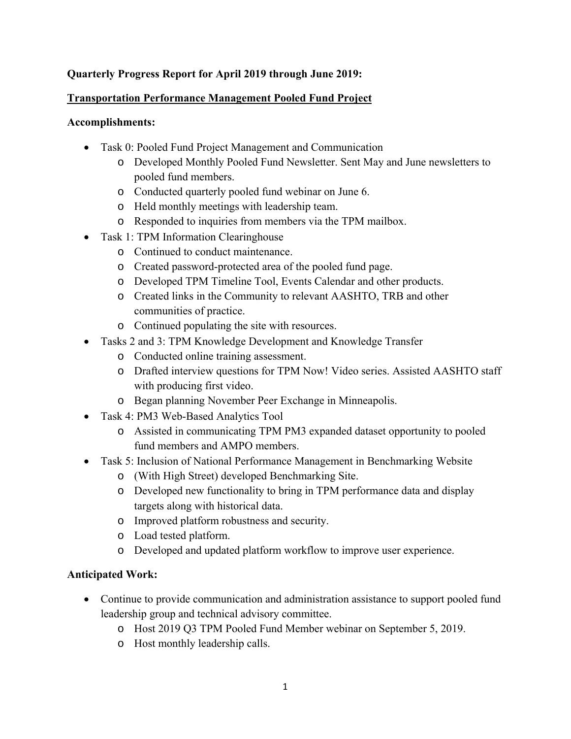**Quarterly Progress Report for April 2019 through June 2019:**

**Transportation Performance Management Pooled Fund Project**

**Accomplishments:**

- Task 0: Pooled Fund Project Management and Communication
    - Developed Monthly Pooled Fund Newsletter. Sent May and June newsletters to pooled fund members.
    - Conducted quarterly pooled fund webinar on June 6.
    - Held monthly meetings with leadership team.
    - Responded to inquiries from members via the TPM mailbox.
- Task 1: TPM Information Clearinghouse
    - Continued to conduct maintenance.
    - Created password-protected area of the pooled fund page.
    - Developed TPM Timeline Tool, Events Calendar and other products.
    - Created links in the Community to relevant AASHTO, TRB and other communities of practice.
    - Continued populating the site with resources.
- Tasks 2 and 3: TPM Knowledge Development and Knowledge Transfer
    - Conducted online training assessment.
    - Drafted interview questions for TPM Now! Video series. Assisted AASHTO staff with producing first video.
    - Began planning November Peer Exchange in Minneapolis.
- Task 4: PM3 Web-Based Analytics Tool
    - Assisted in communicating TPM PM3 expanded dataset opportunity to pooled fund members and AMPO members.
- Task 5: Inclusion of National Performance Management in Benchmarking Website
    - (With High Street) developed Benchmarking Site.
    - Developed new functionality to bring in TPM performance data and display targets along with historical data.
    - Improved platform robustness and security.
    - Load tested platform.
    - Developed and updated platform workflow to improve user experience.

**Anticipated Work:**

- Continue to provide communication and administration assistance to support pooled fund leadership group and technical advisory committee.
    - Host 2019 Q3 TPM Pooled Fund Member webinar on September 5, 2019.
    - Host monthly leadership calls.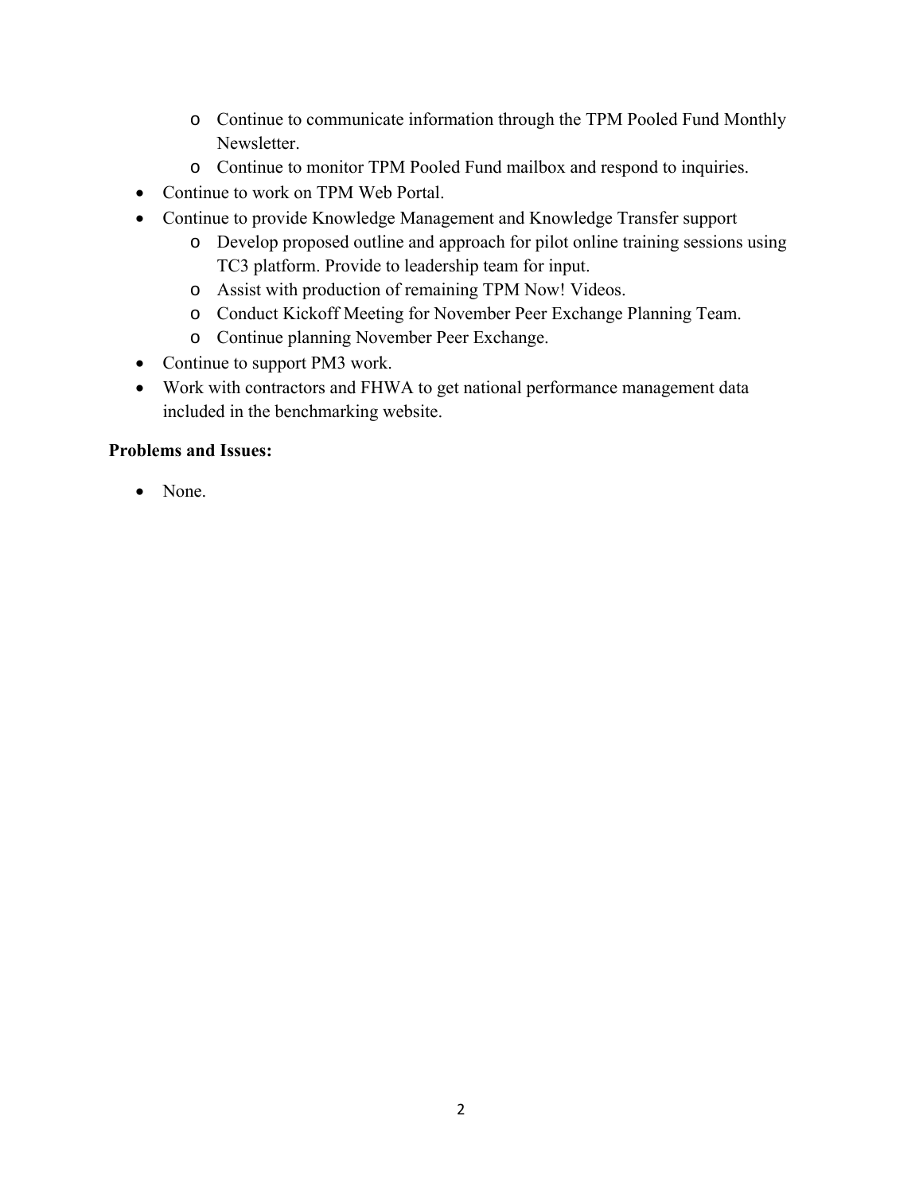- Continue to communicate information through the TPM Pooled Fund Monthly Newsletter.
  - Continue to monitor TPM Pooled Fund mailbox and respond to inquiries.
- Continue to work on TPM Web Portal.
- Continue to provide Knowledge Management and Knowledge Transfer support
  - Develop proposed outline and approach for pilot online training sessions using TC3 platform. Provide to leadership team for input.
  - Assist with production of remaining TPM Now! Videos.
  - Conduct Kickoff Meeting for November Peer Exchange Planning Team.
  - Continue planning November Peer Exchange.
- Continue to support PM3 work.
- Work with contractors and FHWA to get national performance management data included in the benchmarking website.

**Problems and Issues:**

- None.